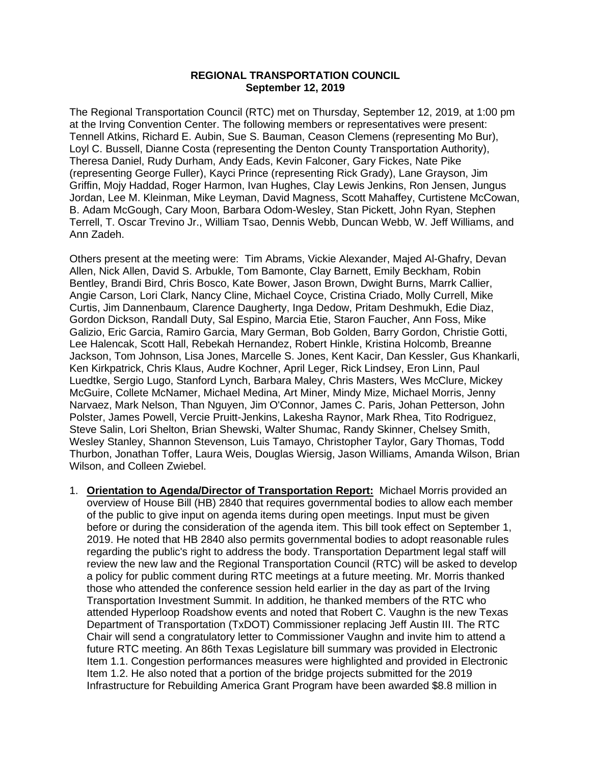**REGIONAL TRANSPORTATION COUNCIL**
**September 12, 2019**

The Regional Transportation Council (RTC) met on Thursday, September 12, 2019, at 1:00 pm at the Irving Convention Center. The following members or representatives were present: Tennell Atkins, Richard E. Aubin, Sue S. Bauman, Ceason Clemens (representing Mo Bur), Loyl C. Bussell, Dianne Costa (representing the Denton County Transportation Authority), Theresa Daniel, Rudy Durham, Andy Eads, Kevin Falconer, Gary Fickes, Nate Pike (representing George Fuller), Kayci Prince (representing Rick Grady), Lane Grayson, Jim Griffin, Mojy Haddad, Roger Harmon, Ivan Hughes, Clay Lewis Jenkins, Ron Jensen, Jungus Jordan, Lee M. Kleinman, Mike Leyman, David Magness, Scott Mahaffey, Curtistene McCowan, B. Adam McGough, Cary Moon, Barbara Odom-Wesley, Stan Pickett, John Ryan, Stephen Terrell, T. Oscar Trevino Jr., William Tsao, Dennis Webb, Duncan Webb, W. Jeff Williams, and Ann Zadeh.

Others present at the meeting were: Tim Abrams, Vickie Alexander, Majed Al-Ghafry, Devan Allen, Nick Allen, David S. Arbukle, Tom Bamonte, Clay Barnett, Emily Beckham, Robin Bentley, Brandi Bird, Chris Bosco, Kate Bower, Jason Brown, Dwight Burns, Marrk Callier, Angie Carson, Lori Clark, Nancy Cline, Michael Coyce, Cristina Criado, Molly Currell, Mike Curtis, Jim Dannenbaum, Clarence Daugherty, Inga Dedow, Pritam Deshmukh, Edie Diaz, Gordon Dickson, Randall Duty, Sal Espino, Marcia Etie, Staron Faucher, Ann Foss, Mike Galizio, Eric Garcia, Ramiro Garcia, Mary German, Bob Golden, Barry Gordon, Christie Gotti, Lee Halencak, Scott Hall, Rebekah Hernandez, Robert Hinkle, Kristina Holcomb, Breanne Jackson, Tom Johnson, Lisa Jones, Marcelle S. Jones, Kent Kacir, Dan Kessler, Gus Khankarli, Ken Kirkpatrick, Chris Klaus, Audre Kochner, April Leger, Rick Lindsey, Eron Linn, Paul Luedtke, Sergio Lugo, Stanford Lynch, Barbara Maley, Chris Masters, Wes McClure, Mickey McGuire, Collete McNamer, Michael Medina, Art Miner, Mindy Mize, Michael Morris, Jenny Narvaez, Mark Nelson, Than Nguyen, Jim O'Connor, James C. Paris, Johan Petterson, John Polster, James Powell, Vercie Pruitt-Jenkins, Lakesha Raynor, Mark Rhea, Tito Rodriguez, Steve Salin, Lori Shelton, Brian Shewski, Walter Shumac, Randy Skinner, Chelsey Smith, Wesley Stanley, Shannon Stevenson, Luis Tamayo, Christopher Taylor, Gary Thomas, Todd Thurbon, Jonathan Toffer, Laura Weis, Douglas Wiersig, Jason Williams, Amanda Wilson, Brian Wilson, and Colleen Zwiebel.

1. **Orientation to Agenda/Director of Transportation Report:** Michael Morris provided an overview of House Bill (HB) 2840 that requires governmental bodies to allow each member of the public to give input on agenda items during open meetings. Input must be given before or during the consideration of the agenda item. This bill took effect on September 1, 2019. He noted that HB 2840 also permits governmental bodies to adopt reasonable rules regarding the public's right to address the body. Transportation Department legal staff will review the new law and the Regional Transportation Council (RTC) will be asked to develop a policy for public comment during RTC meetings at a future meeting. Mr. Morris thanked those who attended the conference session held earlier in the day as part of the Irving Transportation Investment Summit. In addition, he thanked members of the RTC who attended Hyperloop Roadshow events and noted that Robert C. Vaughn is the new Texas Department of Transportation (TxDOT) Commissioner replacing Jeff Austin III. The RTC Chair will send a congratulatory letter to Commissioner Vaughn and invite him to attend a future RTC meeting. An 86th Texas Legislature bill summary was provided in Electronic Item 1.1. Congestion performances measures were highlighted and provided in Electronic Item 1.2. He also noted that a portion of the bridge projects submitted for the 2019 Infrastructure for Rebuilding America Grant Program have been awarded $8.8 million in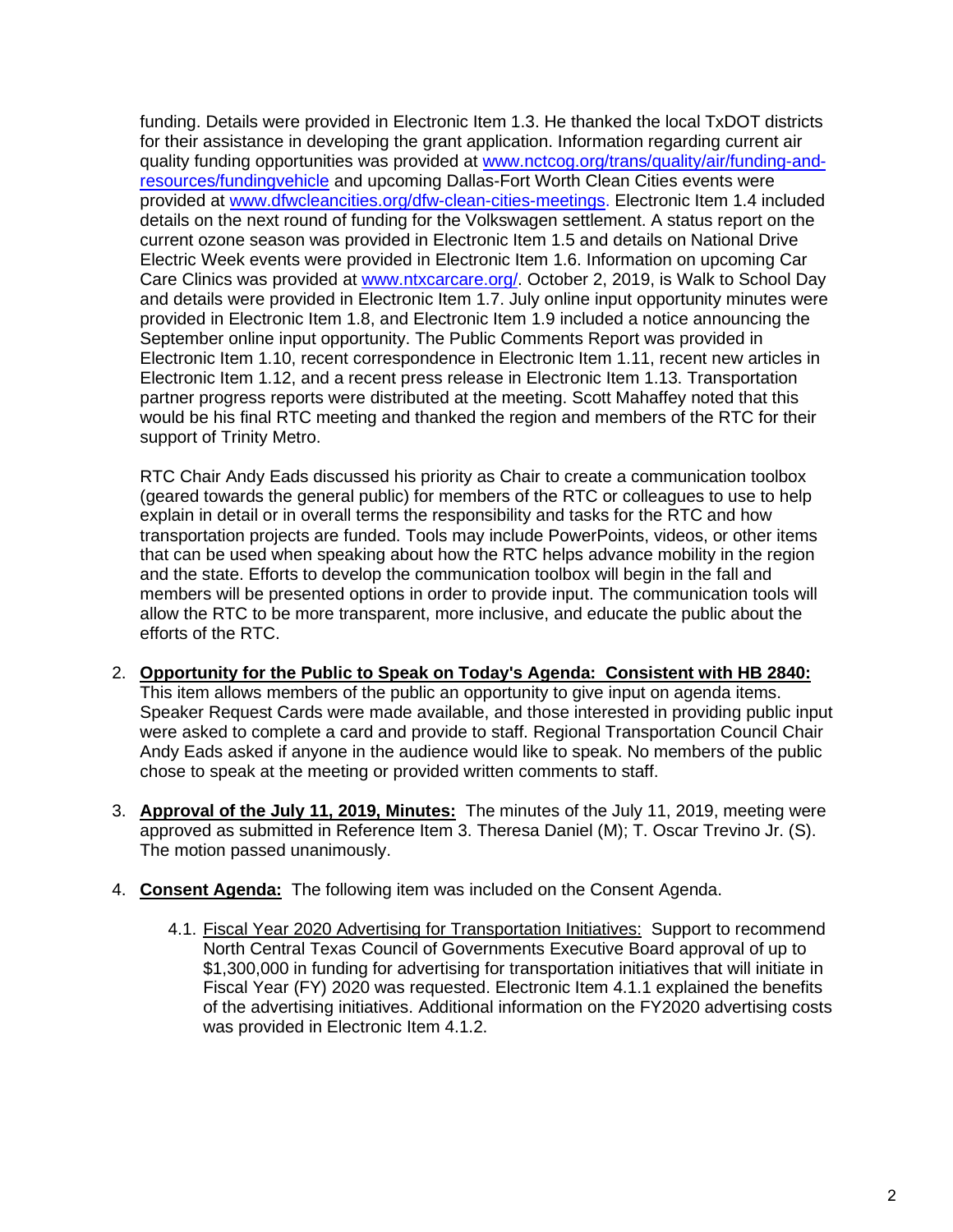funding. Details were provided in Electronic Item 1.3. He thanked the local TxDOT districts for their assistance in developing the grant application. Information regarding current air quality funding opportunities was provided at www.nctcog.org/trans/quality/air/funding-and-resources/fundingvehicle and upcoming Dallas-Fort Worth Clean Cities events were provided at www.dfwcleancities.org/dfw-clean-cities-meetings. Electronic Item 1.4 included details on the next round of funding for the Volkswagen settlement. A status report on the current ozone season was provided in Electronic Item 1.5 and details on National Drive Electric Week events were provided in Electronic Item 1.6. Information on upcoming Car Care Clinics was provided at www.ntxcarcare.org/. October 2, 2019, is Walk to School Day and details were provided in Electronic Item 1.7. July online input opportunity minutes were provided in Electronic Item 1.8, and Electronic Item 1.9 included a notice announcing the September online input opportunity. The Public Comments Report was provided in Electronic Item 1.10, recent correspondence in Electronic Item 1.11, recent new articles in Electronic Item 1.12, and a recent press release in Electronic Item 1.13. Transportation partner progress reports were distributed at the meeting. Scott Mahaffey noted that this would be his final RTC meeting and thanked the region and members of the RTC for their support of Trinity Metro.

RTC Chair Andy Eads discussed his priority as Chair to create a communication toolbox (geared towards the general public) for members of the RTC or colleagues to use to help explain in detail or in overall terms the responsibility and tasks for the RTC and how transportation projects are funded. Tools may include PowerPoints, videos, or other items that can be used when speaking about how the RTC helps advance mobility in the region and the state. Efforts to develop the communication toolbox will begin in the fall and members will be presented options in order to provide input. The communication tools will allow the RTC to be more transparent, more inclusive, and educate the public about the efforts of the RTC.

2. **Opportunity for the Public to Speak on Today's Agenda: Consistent with HB 2840:** This item allows members of the public an opportunity to give input on agenda items. Speaker Request Cards were made available, and those interested in providing public input were asked to complete a card and provide to staff. Regional Transportation Council Chair Andy Eads asked if anyone in the audience would like to speak. No members of the public chose to speak at the meeting or provided written comments to staff.

3. **Approval of the July 11, 2019, Minutes:** The minutes of the July 11, 2019, meeting were approved as submitted in Reference Item 3. Theresa Daniel (M); T. Oscar Trevino Jr. (S). The motion passed unanimously.

4. **Consent Agenda:** The following item was included on the Consent Agenda.

   4.1. Fiscal Year 2020 Advertising for Transportation Initiatives: Support to recommend North Central Texas Council of Governments Executive Board approval of up to $1,300,000 in funding for advertising for transportation initiatives that will initiate in Fiscal Year (FY) 2020 was requested. Electronic Item 4.1.1 explained the benefits of the advertising initiatives. Additional information on the FY2020 advertising costs was provided in Electronic Item 4.1.2.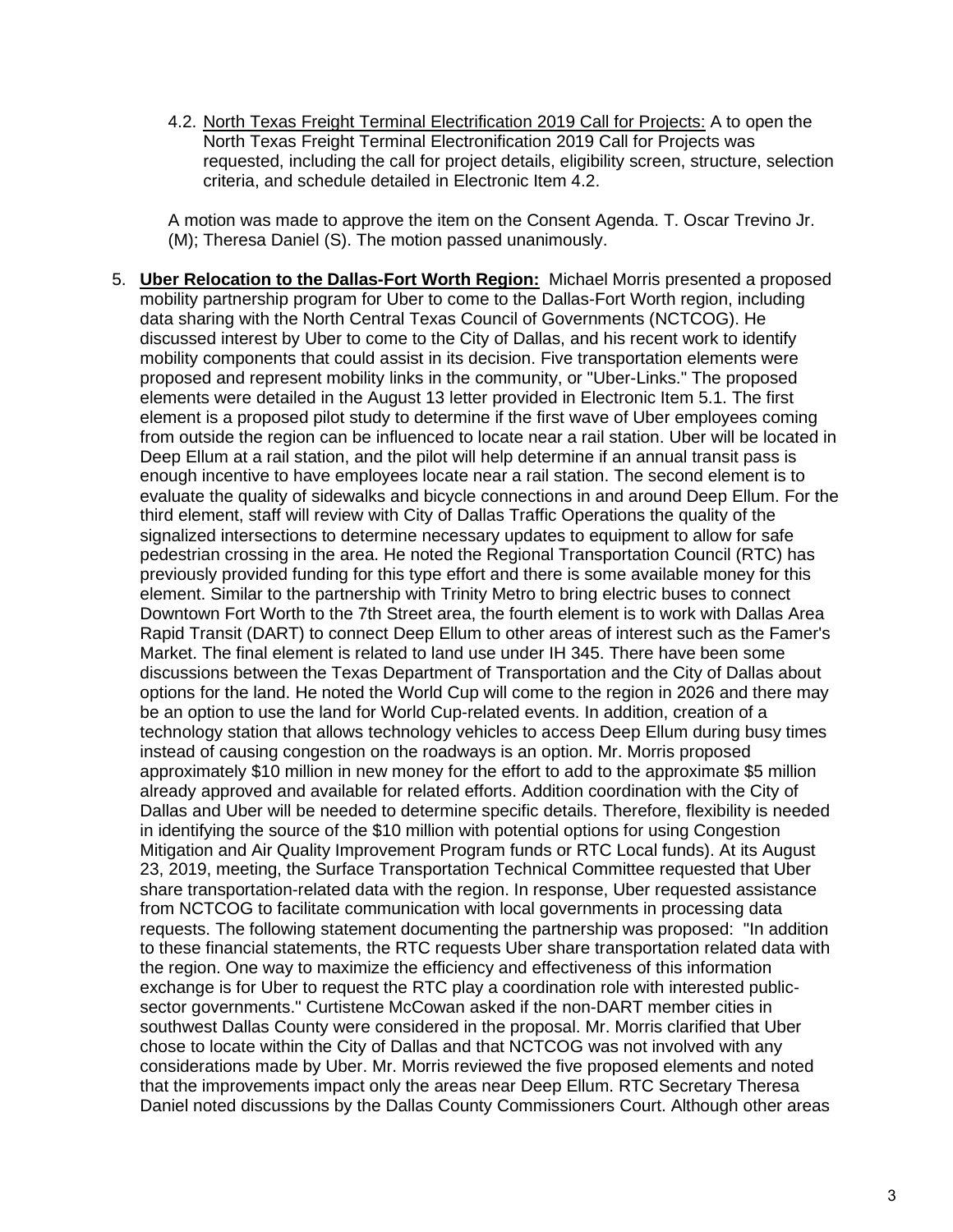4.2. North Texas Freight Terminal Electrification 2019 Call for Projects: A to open the North Texas Freight Terminal Electronification 2019 Call for Projects was requested, including the call for project details, eligibility screen, structure, selection criteria, and schedule detailed in Electronic Item 4.2.

A motion was made to approve the item on the Consent Agenda. T. Oscar Trevino Jr. (M); Theresa Daniel (S). The motion passed unanimously.

5. **Uber Relocation to the Dallas-Fort Worth Region:** Michael Morris presented a proposed mobility partnership program for Uber to come to the Dallas-Fort Worth region, including data sharing with the North Central Texas Council of Governments (NCTCOG). He discussed interest by Uber to come to the City of Dallas, and his recent work to identify mobility components that could assist in its decision. Five transportation elements were proposed and represent mobility links in the community, or "Uber-Links." The proposed elements were detailed in the August 13 letter provided in Electronic Item 5.1. The first element is a proposed pilot study to determine if the first wave of Uber employees coming from outside the region can be influenced to locate near a rail station. Uber will be located in Deep Ellum at a rail station, and the pilot will help determine if an annual transit pass is enough incentive to have employees locate near a rail station. The second element is to evaluate the quality of sidewalks and bicycle connections in and around Deep Ellum. For the third element, staff will review with City of Dallas Traffic Operations the quality of the signalized intersections to determine necessary updates to equipment to allow for safe pedestrian crossing in the area. He noted the Regional Transportation Council (RTC) has previously provided funding for this type effort and there is some available money for this element. Similar to the partnership with Trinity Metro to bring electric buses to connect Downtown Fort Worth to the 7th Street area, the fourth element is to work with Dallas Area Rapid Transit (DART) to connect Deep Ellum to other areas of interest such as the Famer's Market. The final element is related to land use under IH 345. There have been some discussions between the Texas Department of Transportation and the City of Dallas about options for the land. He noted the World Cup will come to the region in 2026 and there may be an option to use the land for World Cup-related events. In addition, creation of a technology station that allows technology vehicles to access Deep Ellum during busy times instead of causing congestion on the roadways is an option. Mr. Morris proposed approximately $10 million in new money for the effort to add to the approximate $5 million already approved and available for related efforts. Addition coordination with the City of Dallas and Uber will be needed to determine specific details. Therefore, flexibility is needed in identifying the source of the $10 million with potential options for using Congestion Mitigation and Air Quality Improvement Program funds or RTC Local funds). At its August 23, 2019, meeting, the Surface Transportation Technical Committee requested that Uber share transportation-related data with the region. In response, Uber requested assistance from NCTCOG to facilitate communication with local governments in processing data requests. The following statement documenting the partnership was proposed: "In addition to these financial statements, the RTC requests Uber share transportation related data with the region. One way to maximize the efficiency and effectiveness of this information exchange is for Uber to request the RTC play a coordination role with interested public-sector governments." Curtistene McCowan asked if the non-DART member cities in southwest Dallas County were considered in the proposal. Mr. Morris clarified that Uber chose to locate within the City of Dallas and that NCTCOG was not involved with any considerations made by Uber. Mr. Morris reviewed the five proposed elements and noted that the improvements impact only the areas near Deep Ellum. RTC Secretary Theresa Daniel noted discussions by the Dallas County Commissioners Court. Although other areas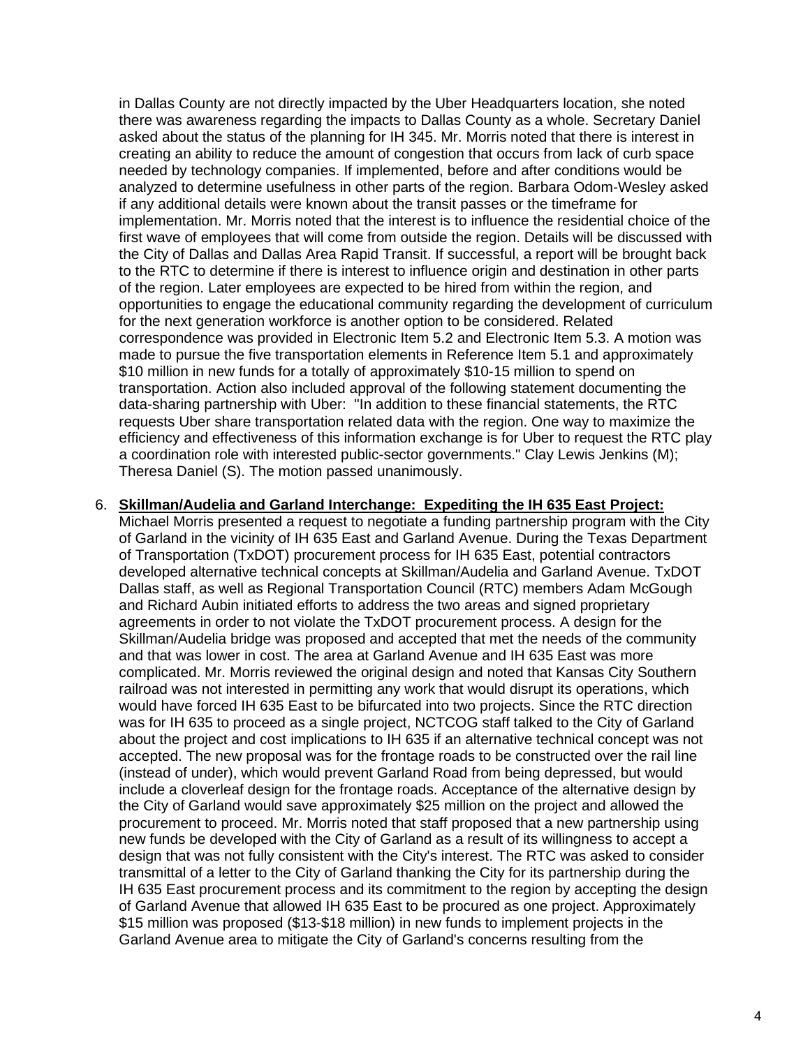in Dallas County are not directly impacted by the Uber Headquarters location, she noted there was awareness regarding the impacts to Dallas County as a whole. Secretary Daniel asked about the status of the planning for IH 345. Mr. Morris noted that there is interest in creating an ability to reduce the amount of congestion that occurs from lack of curb space needed by technology companies. If implemented, before and after conditions would be analyzed to determine usefulness in other parts of the region. Barbara Odom-Wesley asked if any additional details were known about the transit passes or the timeframe for implementation. Mr. Morris noted that the interest is to influence the residential choice of the first wave of employees that will come from outside the region. Details will be discussed with the City of Dallas and Dallas Area Rapid Transit. If successful, a report will be brought back to the RTC to determine if there is interest to influence origin and destination in other parts of the region. Later employees are expected to be hired from within the region, and opportunities to engage the educational community regarding the development of curriculum for the next generation workforce is another option to be considered. Related correspondence was provided in Electronic Item 5.2 and Electronic Item 5.3. A motion was made to pursue the five transportation elements in Reference Item 5.1 and approximately $10 million in new funds for a totally of approximately $10-15 million to spend on transportation. Action also included approval of the following statement documenting the data-sharing partnership with Uber: "In addition to these financial statements, the RTC requests Uber share transportation related data with the region. One way to maximize the efficiency and effectiveness of this information exchange is for Uber to request the RTC play a coordination role with interested public-sector governments." Clay Lewis Jenkins (M); Theresa Daniel (S). The motion passed unanimously.

6. **Skillman/Audelia and Garland Interchange: Expediting the IH 635 East Project:** Michael Morris presented a request to negotiate a funding partnership program with the City of Garland in the vicinity of IH 635 East and Garland Avenue. During the Texas Department of Transportation (TxDOT) procurement process for IH 635 East, potential contractors developed alternative technical concepts at Skillman/Audelia and Garland Avenue. TxDOT Dallas staff, as well as Regional Transportation Council (RTC) members Adam McGough and Richard Aubin initiated efforts to address the two areas and signed proprietary agreements in order to not violate the TxDOT procurement process. A design for the Skillman/Audelia bridge was proposed and accepted that met the needs of the community and that was lower in cost. The area at Garland Avenue and IH 635 East was more complicated. Mr. Morris reviewed the original design and noted that Kansas City Southern railroad was not interested in permitting any work that would disrupt its operations, which would have forced IH 635 East to be bifurcated into two projects. Since the RTC direction was for IH 635 to proceed as a single project, NCTCOG staff talked to the City of Garland about the project and cost implications to IH 635 if an alternative technical concept was not accepted. The new proposal was for the frontage roads to be constructed over the rail line (instead of under), which would prevent Garland Road from being depressed, but would include a cloverleaf design for the frontage roads. Acceptance of the alternative design by the City of Garland would save approximately $25 million on the project and allowed the procurement to proceed. Mr. Morris noted that staff proposed that a new partnership using new funds be developed with the City of Garland as a result of its willingness to accept a design that was not fully consistent with the City's interest. The RTC was asked to consider transmittal of a letter to the City of Garland thanking the City for its partnership during the IH 635 East procurement process and its commitment to the region by accepting the design of Garland Avenue that allowed IH 635 East to be procured as one project. Approximately $15 million was proposed ($13-$18 million) in new funds to implement projects in the Garland Avenue area to mitigate the City of Garland's concerns resulting from the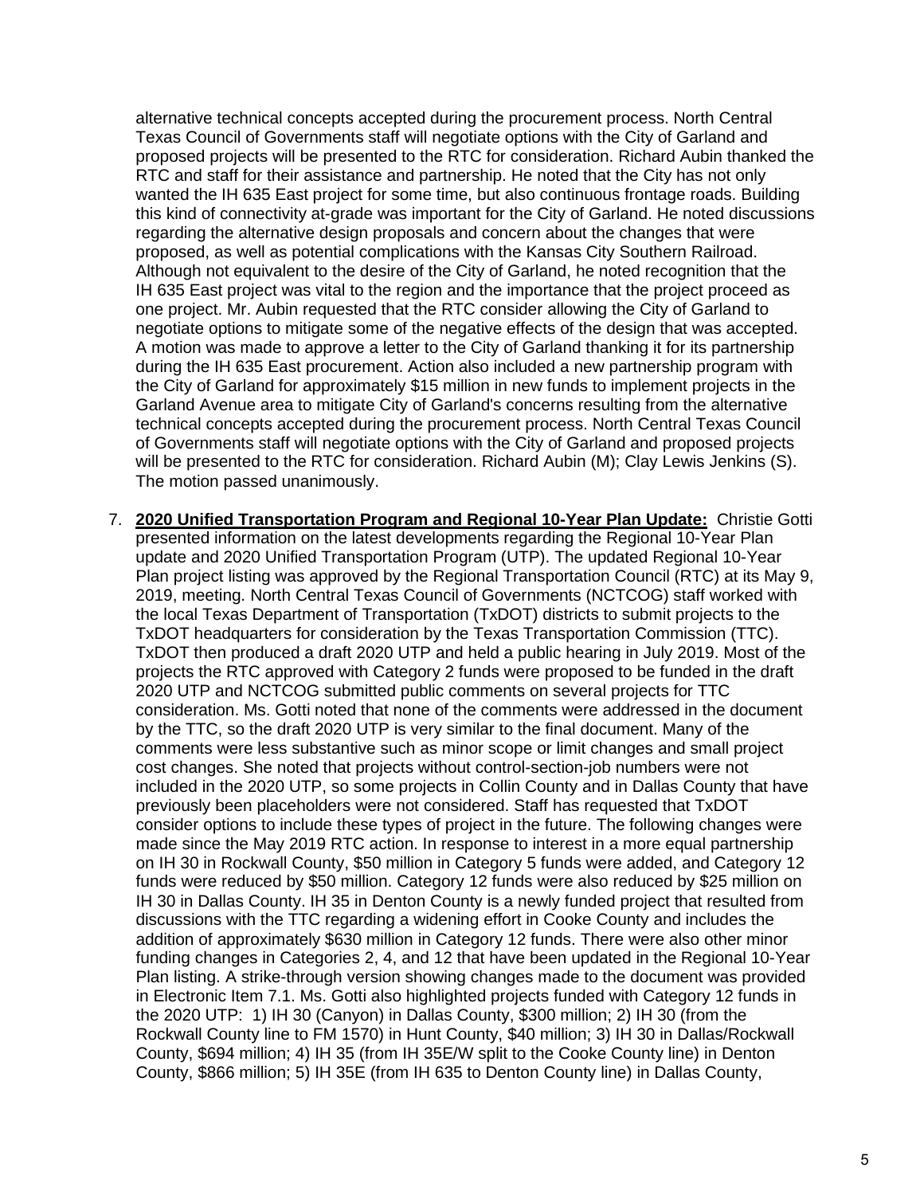alternative technical concepts accepted during the procurement process. North Central Texas Council of Governments staff will negotiate options with the City of Garland and proposed projects will be presented to the RTC for consideration. Richard Aubin thanked the RTC and staff for their assistance and partnership. He noted that the City has not only wanted the IH 635 East project for some time, but also continuous frontage roads. Building this kind of connectivity at-grade was important for the City of Garland. He noted discussions regarding the alternative design proposals and concern about the changes that were proposed, as well as potential complications with the Kansas City Southern Railroad. Although not equivalent to the desire of the City of Garland, he noted recognition that the IH 635 East project was vital to the region and the importance that the project proceed as one project. Mr. Aubin requested that the RTC consider allowing the City of Garland to negotiate options to mitigate some of the negative effects of the design that was accepted. A motion was made to approve a letter to the City of Garland thanking it for its partnership during the IH 635 East procurement. Action also included a new partnership program with the City of Garland for approximately $15 million in new funds to implement projects in the Garland Avenue area to mitigate City of Garland's concerns resulting from the alternative technical concepts accepted during the procurement process. North Central Texas Council of Governments staff will negotiate options with the City of Garland and proposed projects will be presented to the RTC for consideration. Richard Aubin (M); Clay Lewis Jenkins (S). The motion passed unanimously.

7. **2020 Unified Transportation Program and Regional 10-Year Plan Update:** Christie Gotti presented information on the latest developments regarding the Regional 10-Year Plan update and 2020 Unified Transportation Program (UTP). The updated Regional 10-Year Plan project listing was approved by the Regional Transportation Council (RTC) at its May 9, 2019, meeting. North Central Texas Council of Governments (NCTCOG) staff worked with the local Texas Department of Transportation (TxDOT) districts to submit projects to the TxDOT headquarters for consideration by the Texas Transportation Commission (TTC). TxDOT then produced a draft 2020 UTP and held a public hearing in July 2019. Most of the projects the RTC approved with Category 2 funds were proposed to be funded in the draft 2020 UTP and NCTCOG submitted public comments on several projects for TTC consideration. Ms. Gotti noted that none of the comments were addressed in the document by the TTC, so the draft 2020 UTP is very similar to the final document. Many of the comments were less substantive such as minor scope or limit changes and small project cost changes. She noted that projects without control-section-job numbers were not included in the 2020 UTP, so some projects in Collin County and in Dallas County that have previously been placeholders were not considered. Staff has requested that TxDOT consider options to include these types of project in the future. The following changes were made since the May 2019 RTC action. In response to interest in a more equal partnership on IH 30 in Rockwall County, $50 million in Category 5 funds were added, and Category 12 funds were reduced by $50 million. Category 12 funds were also reduced by $25 million on IH 30 in Dallas County. IH 35 in Denton County is a newly funded project that resulted from discussions with the TTC regarding a widening effort in Cooke County and includes the addition of approximately $630 million in Category 12 funds. There were also other minor funding changes in Categories 2, 4, and 12 that have been updated in the Regional 10-Year Plan listing. A strike-through version showing changes made to the document was provided in Electronic Item 7.1. Ms. Gotti also highlighted projects funded with Category 12 funds in the 2020 UTP: 1) IH 30 (Canyon) in Dallas County, $300 million; 2) IH 30 (from the Rockwall County line to FM 1570) in Hunt County, $40 million; 3) IH 30 in Dallas/Rockwall County, $694 million; 4) IH 35 (from IH 35E/W split to the Cooke County line) in Denton County, $866 million; 5) IH 35E (from IH 635 to Denton County line) in Dallas County,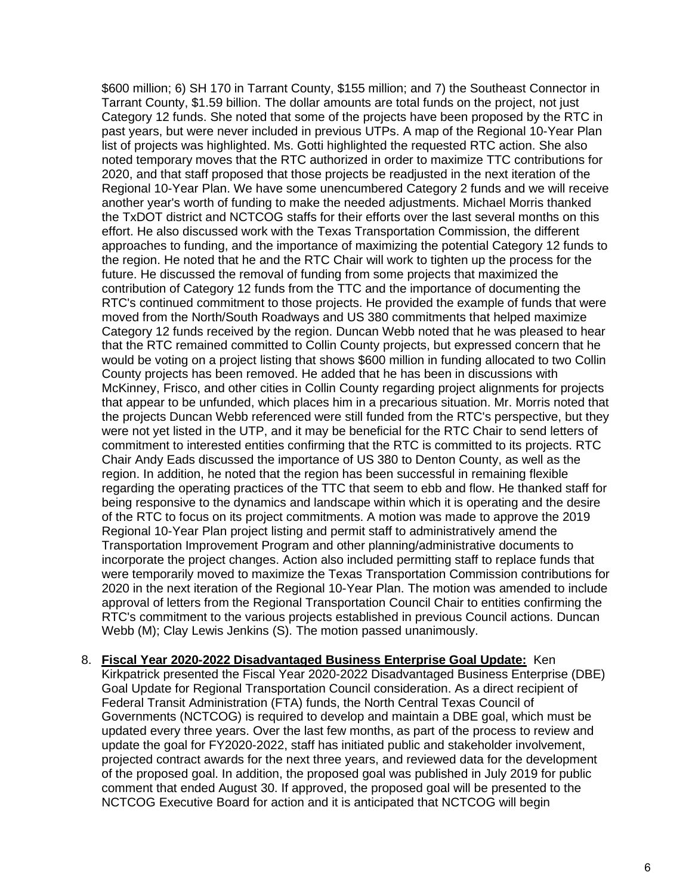$600 million; 6) SH 170 in Tarrant County, $155 million; and 7) the Southeast Connector in Tarrant County, $1.59 billion. The dollar amounts are total funds on the project, not just Category 12 funds. She noted that some of the projects have been proposed by the RTC in past years, but were never included in previous UTPs. A map of the Regional 10-Year Plan list of projects was highlighted. Ms. Gotti highlighted the requested RTC action. She also noted temporary moves that the RTC authorized in order to maximize TTC contributions for 2020, and that staff proposed that those projects be readjusted in the next iteration of the Regional 10-Year Plan. We have some unencumbered Category 2 funds and we will receive another year's worth of funding to make the needed adjustments. Michael Morris thanked the TxDOT district and NCTCOG staffs for their efforts over the last several months on this effort. He also discussed work with the Texas Transportation Commission, the different approaches to funding, and the importance of maximizing the potential Category 12 funds to the region. He noted that he and the RTC Chair will work to tighten up the process for the future. He discussed the removal of funding from some projects that maximized the contribution of Category 12 funds from the TTC and the importance of documenting the RTC's continued commitment to those projects. He provided the example of funds that were moved from the North/South Roadways and US 380 commitments that helped maximize Category 12 funds received by the region. Duncan Webb noted that he was pleased to hear that the RTC remained committed to Collin County projects, but expressed concern that he would be voting on a project listing that shows $600 million in funding allocated to two Collin County projects has been removed. He added that he has been in discussions with McKinney, Frisco, and other cities in Collin County regarding project alignments for projects that appear to be unfunded, which places him in a precarious situation. Mr. Morris noted that the projects Duncan Webb referenced were still funded from the RTC's perspective, but they were not yet listed in the UTP, and it may be beneficial for the RTC Chair to send letters of commitment to interested entities confirming that the RTC is committed to its projects. RTC Chair Andy Eads discussed the importance of US 380 to Denton County, as well as the region. In addition, he noted that the region has been successful in remaining flexible regarding the operating practices of the TTC that seem to ebb and flow. He thanked staff for being responsive to the dynamics and landscape within which it is operating and the desire of the RTC to focus on its project commitments. A motion was made to approve the 2019 Regional 10-Year Plan project listing and permit staff to administratively amend the Transportation Improvement Program and other planning/administrative documents to incorporate the project changes. Action also included permitting staff to replace funds that were temporarily moved to maximize the Texas Transportation Commission contributions for 2020 in the next iteration of the Regional 10-Year Plan. The motion was amended to include approval of letters from the Regional Transportation Council Chair to entities confirming the RTC's commitment to the various projects established in previous Council actions. Duncan Webb (M); Clay Lewis Jenkins (S). The motion passed unanimously.

8. **Fiscal Year 2020-2022 Disadvantaged Business Enterprise Goal Update:** Ken Kirkpatrick presented the Fiscal Year 2020-2022 Disadvantaged Business Enterprise (DBE) Goal Update for Regional Transportation Council consideration. As a direct recipient of Federal Transit Administration (FTA) funds, the North Central Texas Council of Governments (NCTCOG) is required to develop and maintain a DBE goal, which must be updated every three years. Over the last few months, as part of the process to review and update the goal for FY2020-2022, staff has initiated public and stakeholder involvement, projected contract awards for the next three years, and reviewed data for the development of the proposed goal. In addition, the proposed goal was published in July 2019 for public comment that ended August 30. If approved, the proposed goal will be presented to the NCTCOG Executive Board for action and it is anticipated that NCTCOG will begin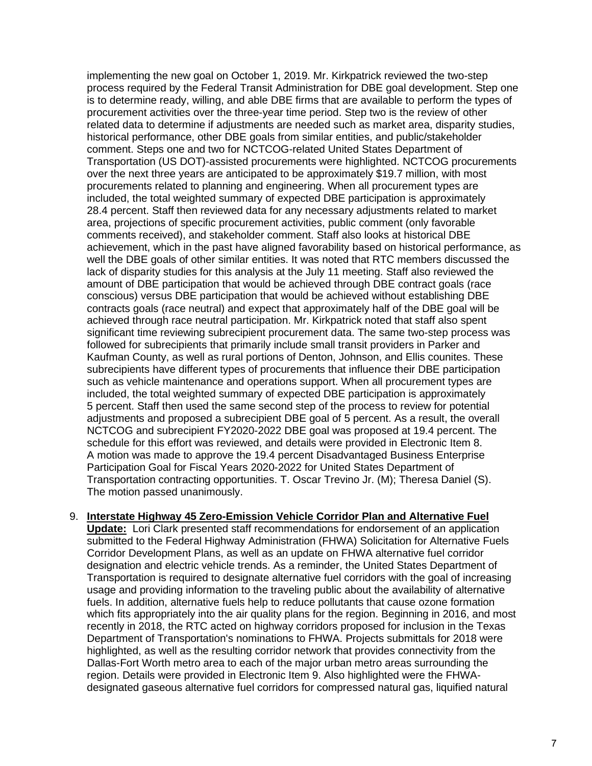implementing the new goal on October 1, 2019. Mr. Kirkpatrick reviewed the two-step process required by the Federal Transit Administration for DBE goal development. Step one is to determine ready, willing, and able DBE firms that are available to perform the types of procurement activities over the three-year time period. Step two is the review of other related data to determine if adjustments are needed such as market area, disparity studies, historical performance, other DBE goals from similar entities, and public/stakeholder comment. Steps one and two for NCTCOG-related United States Department of Transportation (US DOT)-assisted procurements were highlighted. NCTCOG procurements over the next three years are anticipated to be approximately $19.7 million, with most procurements related to planning and engineering. When all procurement types are included, the total weighted summary of expected DBE participation is approximately 28.4 percent. Staff then reviewed data for any necessary adjustments related to market area, projections of specific procurement activities, public comment (only favorable comments received), and stakeholder comment. Staff also looks at historical DBE achievement, which in the past have aligned favorability based on historical performance, as well the DBE goals of other similar entities. It was noted that RTC members discussed the lack of disparity studies for this analysis at the July 11 meeting. Staff also reviewed the amount of DBE participation that would be achieved through DBE contract goals (race conscious) versus DBE participation that would be achieved without establishing DBE contracts goals (race neutral) and expect that approximately half of the DBE goal will be achieved through race neutral participation. Mr. Kirkpatrick noted that staff also spent significant time reviewing subrecipient procurement data. The same two-step process was followed for subrecipients that primarily include small transit providers in Parker and Kaufman County, as well as rural portions of Denton, Johnson, and Ellis counites. These subrecipients have different types of procurements that influence their DBE participation such as vehicle maintenance and operations support. When all procurement types are included, the total weighted summary of expected DBE participation is approximately 5 percent. Staff then used the same second step of the process to review for potential adjustments and proposed a subrecipient DBE goal of 5 percent. As a result, the overall NCTCOG and subrecipient FY2020-2022 DBE goal was proposed at 19.4 percent. The schedule for this effort was reviewed, and details were provided in Electronic Item 8. A motion was made to approve the 19.4 percent Disadvantaged Business Enterprise Participation Goal for Fiscal Years 2020-2022 for United States Department of Transportation contracting opportunities. T. Oscar Trevino Jr. (M); Theresa Daniel (S). The motion passed unanimously.

9. **Interstate Highway 45 Zero-Emission Vehicle Corridor Plan and Alternative Fuel Update:** Lori Clark presented staff recommendations for endorsement of an application submitted to the Federal Highway Administration (FHWA) Solicitation for Alternative Fuels Corridor Development Plans, as well as an update on FHWA alternative fuel corridor designation and electric vehicle trends. As a reminder, the United States Department of Transportation is required to designate alternative fuel corridors with the goal of increasing usage and providing information to the traveling public about the availability of alternative fuels. In addition, alternative fuels help to reduce pollutants that cause ozone formation which fits appropriately into the air quality plans for the region. Beginning in 2016, and most recently in 2018, the RTC acted on highway corridors proposed for inclusion in the Texas Department of Transportation's nominations to FHWA. Projects submittals for 2018 were highlighted, as well as the resulting corridor network that provides connectivity from the Dallas-Fort Worth metro area to each of the major urban metro areas surrounding the region. Details were provided in Electronic Item 9. Also highlighted were the FHWA-designated gaseous alternative fuel corridors for compressed natural gas, liquified natural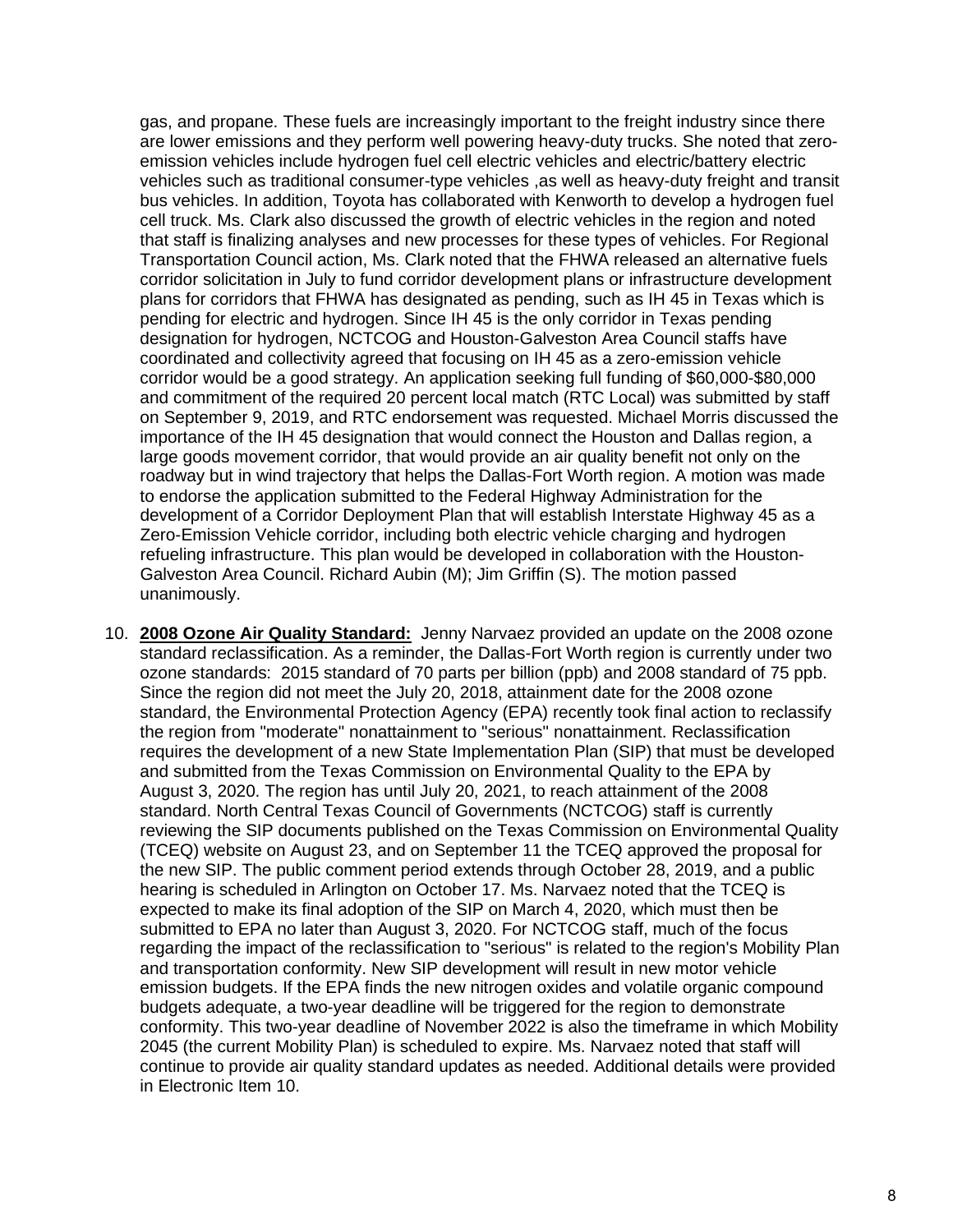gas, and propane. These fuels are increasingly important to the freight industry since there are lower emissions and they perform well powering heavy-duty trucks. She noted that zero-emission vehicles include hydrogen fuel cell electric vehicles and electric/battery electric vehicles such as traditional consumer-type vehicles ,as well as heavy-duty freight and transit bus vehicles. In addition, Toyota has collaborated with Kenworth to develop a hydrogen fuel cell truck. Ms. Clark also discussed the growth of electric vehicles in the region and noted that staff is finalizing analyses and new processes for these types of vehicles. For Regional Transportation Council action, Ms. Clark noted that the FHWA released an alternative fuels corridor solicitation in July to fund corridor development plans or infrastructure development plans for corridors that FHWA has designated as pending, such as IH 45 in Texas which is pending for electric and hydrogen. Since IH 45 is the only corridor in Texas pending designation for hydrogen, NCTCOG and Houston-Galveston Area Council staffs have coordinated and collectivity agreed that focusing on IH 45 as a zero-emission vehicle corridor would be a good strategy. An application seeking full funding of $60,000-$80,000 and commitment of the required 20 percent local match (RTC Local) was submitted by staff on September 9, 2019, and RTC endorsement was requested. Michael Morris discussed the importance of the IH 45 designation that would connect the Houston and Dallas region, a large goods movement corridor, that would provide an air quality benefit not only on the roadway but in wind trajectory that helps the Dallas-Fort Worth region. A motion was made to endorse the application submitted to the Federal Highway Administration for the development of a Corridor Deployment Plan that will establish Interstate Highway 45 as a Zero-Emission Vehicle corridor, including both electric vehicle charging and hydrogen refueling infrastructure. This plan would be developed in collaboration with the Houston-Galveston Area Council. Richard Aubin (M); Jim Griffin (S). The motion passed unanimously.

10. **2008 Ozone Air Quality Standard:** Jenny Narvaez provided an update on the 2008 ozone standard reclassification. As a reminder, the Dallas-Fort Worth region is currently under two ozone standards: 2015 standard of 70 parts per billion (ppb) and 2008 standard of 75 ppb. Since the region did not meet the July 20, 2018, attainment date for the 2008 ozone standard, the Environmental Protection Agency (EPA) recently took final action to reclassify the region from "moderate" nonattainment to "serious" nonattainment. Reclassification requires the development of a new State Implementation Plan (SIP) that must be developed and submitted from the Texas Commission on Environmental Quality to the EPA by August 3, 2020. The region has until July 20, 2021, to reach attainment of the 2008 standard. North Central Texas Council of Governments (NCTCOG) staff is currently reviewing the SIP documents published on the Texas Commission on Environmental Quality (TCEQ) website on August 23, and on September 11 the TCEQ approved the proposal for the new SIP. The public comment period extends through October 28, 2019, and a public hearing is scheduled in Arlington on October 17. Ms. Narvaez noted that the TCEQ is expected to make its final adoption of the SIP on March 4, 2020, which must then be submitted to EPA no later than August 3, 2020. For NCTCOG staff, much of the focus regarding the impact of the reclassification to "serious" is related to the region's Mobility Plan and transportation conformity. New SIP development will result in new motor vehicle emission budgets. If the EPA finds the new nitrogen oxides and volatile organic compound budgets adequate, a two-year deadline will be triggered for the region to demonstrate conformity. This two-year deadline of November 2022 is also the timeframe in which Mobility 2045 (the current Mobility Plan) is scheduled to expire. Ms. Narvaez noted that staff will continue to provide air quality standard updates as needed. Additional details were provided in Electronic Item 10.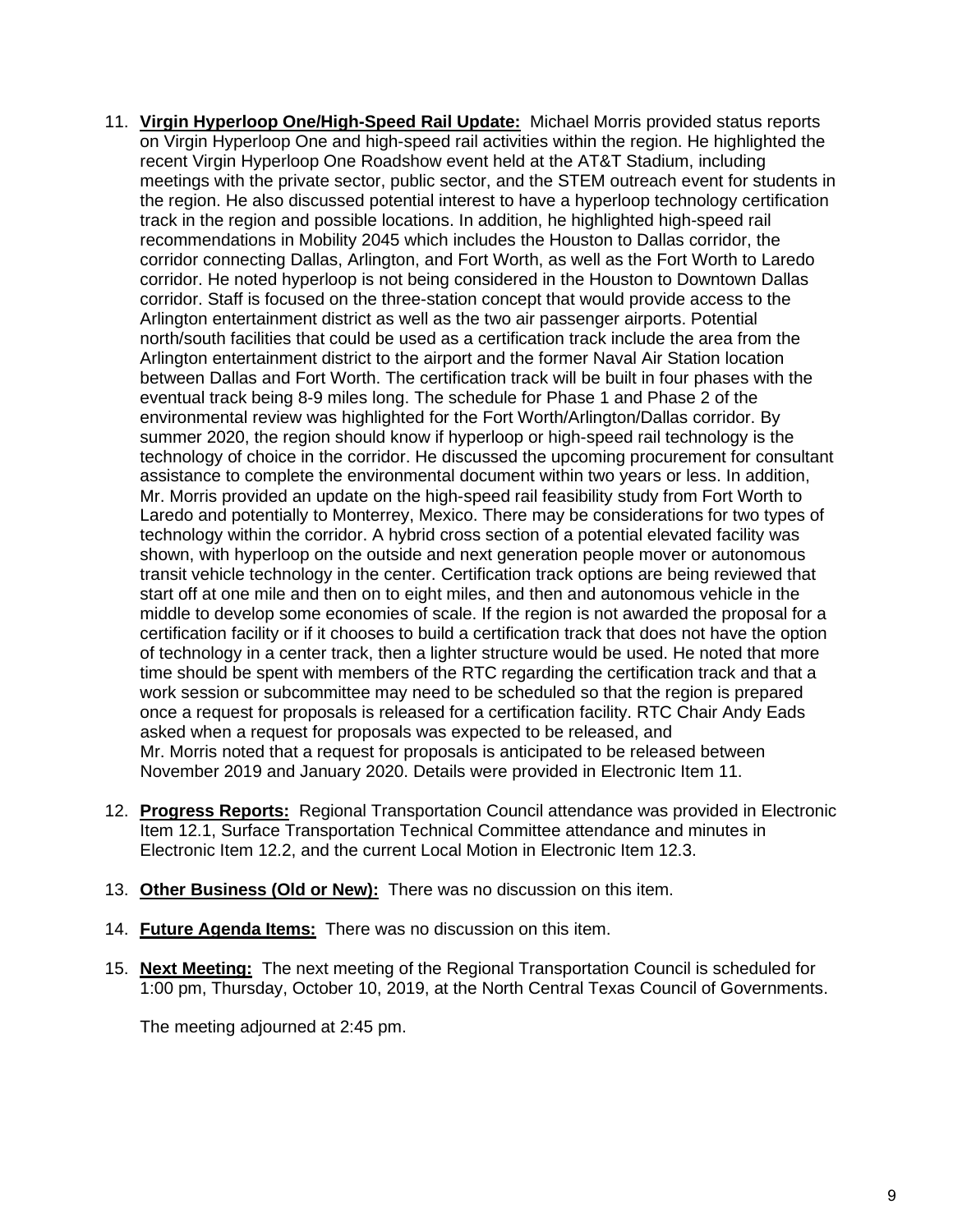11. **Virgin Hyperloop One/High-Speed Rail Update:** Michael Morris provided status reports on Virgin Hyperloop One and high-speed rail activities within the region. He highlighted the recent Virgin Hyperloop One Roadshow event held at the AT&T Stadium, including meetings with the private sector, public sector, and the STEM outreach event for students in the region. He also discussed potential interest to have a hyperloop technology certification track in the region and possible locations. In addition, he highlighted high-speed rail recommendations in Mobility 2045 which includes the Houston to Dallas corridor, the corridor connecting Dallas, Arlington, and Fort Worth, as well as the Fort Worth to Laredo corridor. He noted hyperloop is not being considered in the Houston to Downtown Dallas corridor. Staff is focused on the three-station concept that would provide access to the Arlington entertainment district as well as the two air passenger airports. Potential north/south facilities that could be used as a certification track include the area from the Arlington entertainment district to the airport and the former Naval Air Station location between Dallas and Fort Worth. The certification track will be built in four phases with the eventual track being 8-9 miles long. The schedule for Phase 1 and Phase 2 of the environmental review was highlighted for the Fort Worth/Arlington/Dallas corridor. By summer 2020, the region should know if hyperloop or high-speed rail technology is the technology of choice in the corridor. He discussed the upcoming procurement for consultant assistance to complete the environmental document within two years or less. In addition, Mr. Morris provided an update on the high-speed rail feasibility study from Fort Worth to Laredo and potentially to Monterrey, Mexico. There may be considerations for two types of technology within the corridor. A hybrid cross section of a potential elevated facility was shown, with hyperloop on the outside and next generation people mover or autonomous transit vehicle technology in the center. Certification track options are being reviewed that start off at one mile and then on to eight miles, and then and autonomous vehicle in the middle to develop some economies of scale. If the region is not awarded the proposal for a certification facility or if it chooses to build a certification track that does not have the option of technology in a center track, then a lighter structure would be used. He noted that more time should be spent with members of the RTC regarding the certification track and that a work session or subcommittee may need to be scheduled so that the region is prepared once a request for proposals is released for a certification facility. RTC Chair Andy Eads asked when a request for proposals was expected to be released, and Mr. Morris noted that a request for proposals is anticipated to be released between November 2019 and January 2020. Details were provided in Electronic Item 11.

12. **Progress Reports:** Regional Transportation Council attendance was provided in Electronic Item 12.1, Surface Transportation Technical Committee attendance and minutes in Electronic Item 12.2, and the current Local Motion in Electronic Item 12.3.

13. **Other Business (Old or New):** There was no discussion on this item.

14. **Future Agenda Items:** There was no discussion on this item.

15. **Next Meeting:** The next meeting of the Regional Transportation Council is scheduled for 1:00 pm, Thursday, October 10, 2019, at the North Central Texas Council of Governments.

    The meeting adjourned at 2:45 pm.